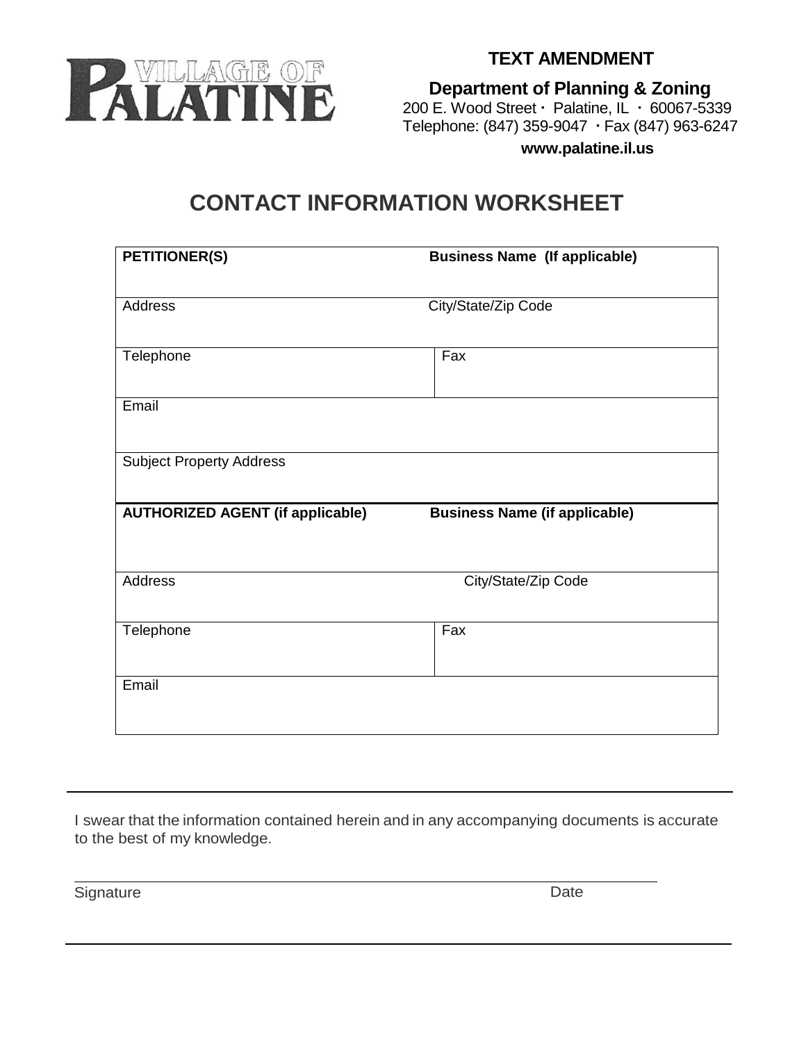VILLAGE OF PALATINE

**TEXT AMENDMENT**

**Department of Planning & Zoning**
200 E. Wood Street · Palatine, IL · 60067-5339
Telephone: (847) 359-9047 · Fax (847) 963-6247
**www.palatine.il.us**

# CONTACT INFORMATION WORKSHEET

| **PETITIONER(S)** | **Business Name (If applicable)** |
|---|---|
| Address | City/State/Zip Code |
| Telephone | Fax |
| Email | |
| Subject Property Address | |
| **AUTHORIZED AGENT (if applicable)** | **Business Name (if applicable)** |
| Address | City/State/Zip Code |
| Telephone | Fax |
| Email | |

I swear that the information contained herein and in any accompanying documents is accurate to the best of my knowledge.

Signature _______________________ Date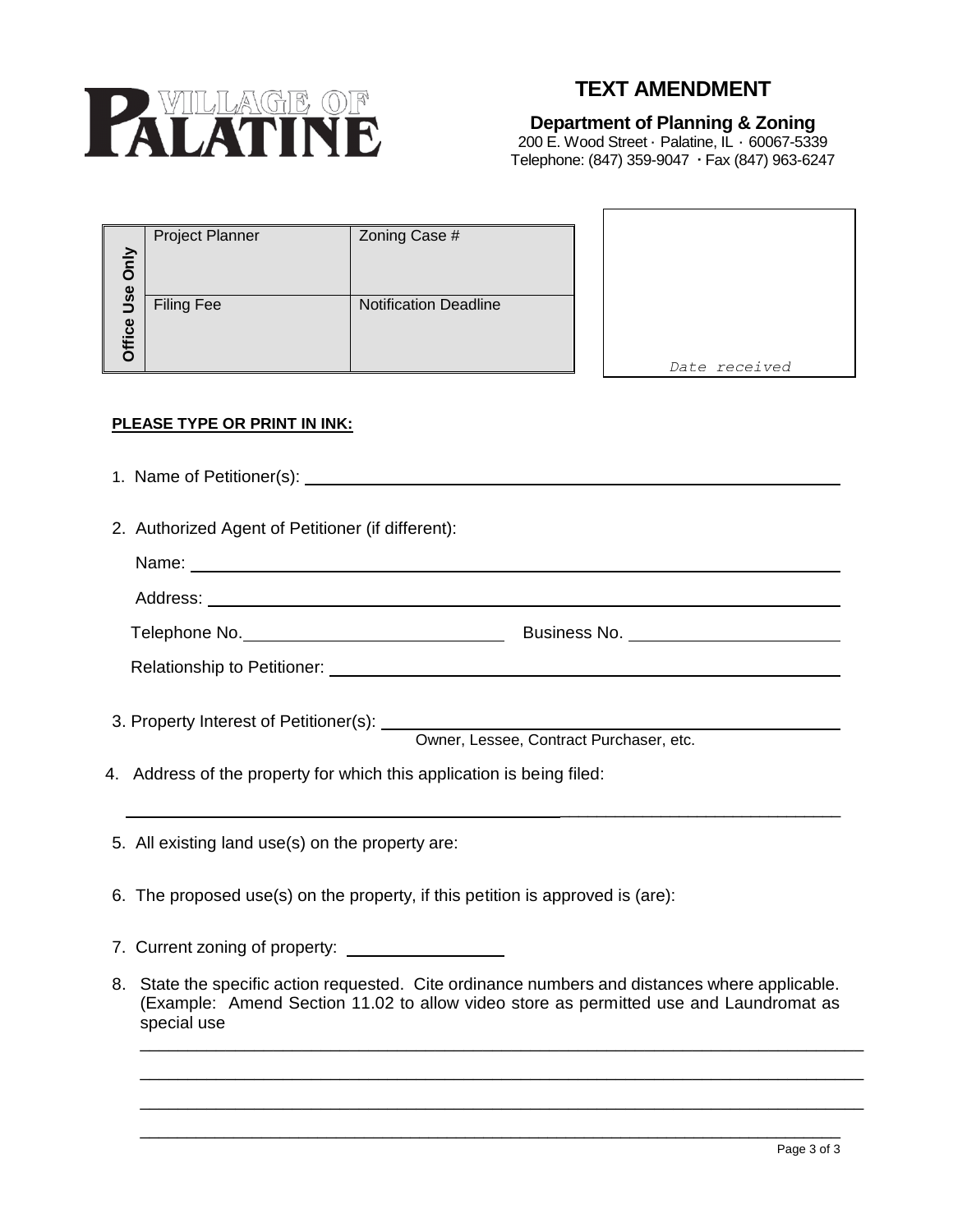VILLAGE OF PALATINE

# TEXT AMENDMENT

**Department of Planning & Zoning**
200 E. Wood Street · Palatine, IL · 60067-5339
Telephone: (847) 359-9047 · Fax (847) 963-6247

| Office Use Only | | |
|---|---|---|
| | Project Planner | Zoning Case # |
| | Filing Fee | Notification Deadline |

*Date received*

**PLEASE TYPE OR PRINT IN INK:**

1. Name of Petitioner(s): ______________________________

2. Authorized Agent of Petitioner (if different):

   Name: ______________________________

   Address: ______________________________

   Telephone No. ______________ Business No. ______________

   Relationship to Petitioner: ______________________________

3. Property Interest of Petitioner(s): ______________________________
   Owner, Lessee, Contract Purchaser, etc.

4. Address of the property for which this application is being filed:

   ______________________________

5. All existing land use(s) on the property are:

6. The proposed use(s) on the property, if this petition is approved is (are):

7. Current zoning of property: ______________

8. State the specific action requested. Cite ordinance numbers and distances where applicable. (Example: Amend Section 11.02 to allow video store as permitted use and Laundromat as special use

   ______________________________

   ______________________________

   ______________________________

   ______________________________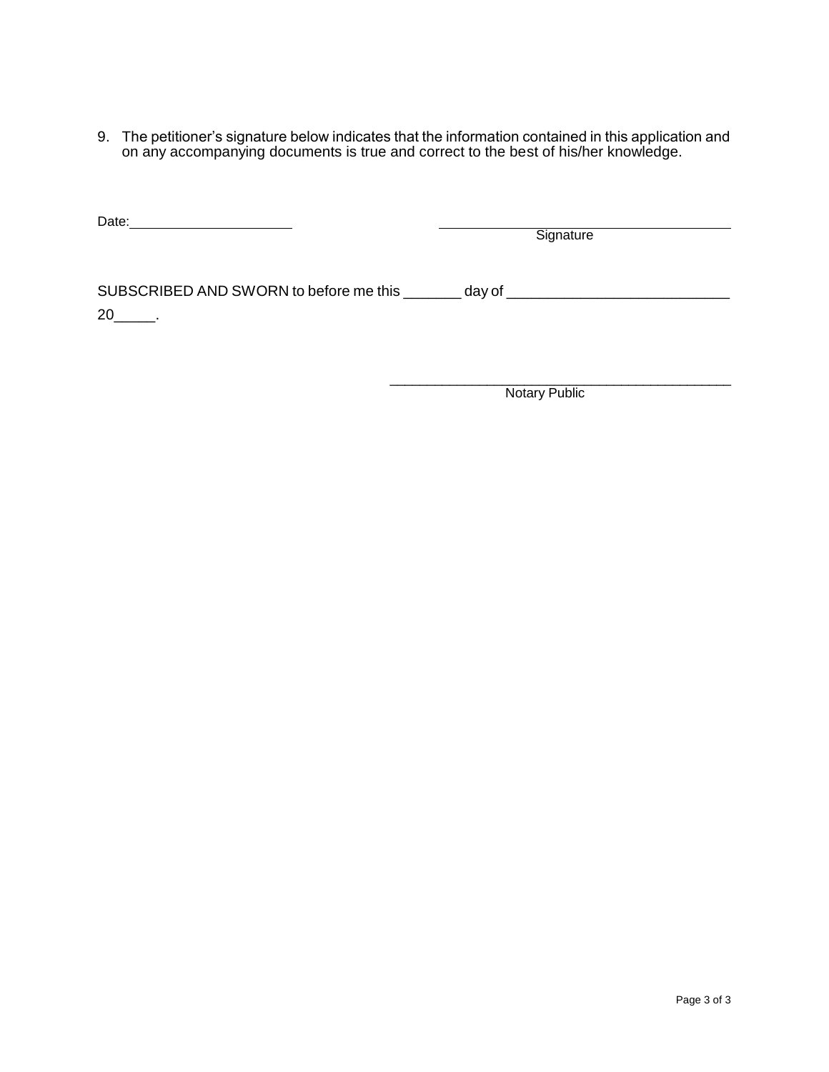9. The petitioner's signature below indicates that the information contained in this application and on any accompanying documents is true and correct to the best of his/her knowledge.

Date:______________________ ________________________________________
Signature

SUBSCRIBED AND SWORN to before me this _______ day of ___________________________ 20_____.

______________________________________________
Notary Public